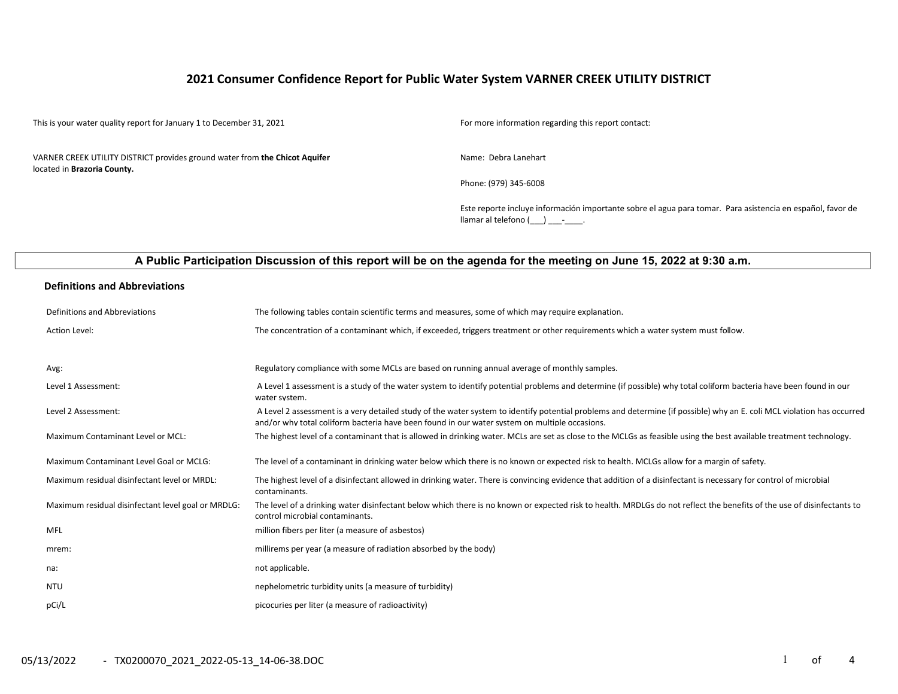# 2021 Consumer Confidence Report for Public Water System VARNER CREEK UTILITY DISTRICT

This is your water quality report for January 1 to December 31, 2021

VARNER CREEK UTILITY DISTRICT provides ground water from **the Chicot Aquifer** located in **Brazoria County.**

For more information regarding this report contact:

Name: Debra Lanehart

Phone: (979) 345-6008

Este reporte incluye información importante sobre el agua para tomar. Para asistencia en español, favor de llamar al telefono (___) ___-____.

**A Public Participation Discussion of this report will be on the agenda for the meeting on June 15, 2022 at 9:30 a.m.**

## Definitions and Abbreviations

| Definitions and Abbreviations | The following tables contain scientific terms and measures, some of which may require explanation. |
|---|---|
| Action Level: | The concentration of a contaminant which, if exceeded, triggers treatment or other requirements which a water system must follow. |
| Avg: | Regulatory compliance with some MCLs are based on running annual average of monthly samples. |
| Level 1 Assessment: | A Level 1 assessment is a study of the water system to identify potential problems and determine (if possible) why total coliform bacteria have been found in our water system. |
| Level 2 Assessment: | A Level 2 assessment is a very detailed study of the water system to identify potential problems and determine (if possible) why an E. coli MCL violation has occurred and/or why total coliform bacteria have been found in our water system on multiple occasions. |
| Maximum Contaminant Level or MCL: | The highest level of a contaminant that is allowed in drinking water. MCLs are set as close to the MCLGs as feasible using the best available treatment technology. |
| Maximum Contaminant Level Goal or MCLG: | The level of a contaminant in drinking water below which there is no known or expected risk to health. MCLGs allow for a margin of safety. |
| Maximum residual disinfectant level or MRDL: | The highest level of a disinfectant allowed in drinking water. There is convincing evidence that addition of a disinfectant is necessary for control of microbial contaminants. |
| Maximum residual disinfectant level goal or MRDLG: | The level of a drinking water disinfectant below which there is no known or expected risk to health. MRDLGs do not reflect the benefits of the use of disinfectants to control microbial contaminants. |
| MFL | million fibers per liter (a measure of asbestos) |
| mrem: | millirems per year (a measure of radiation absorbed by the body) |
| na: | not applicable. |
| NTU | nephelometric turbidity units (a measure of turbidity) |
| pCi/L | picocuries per liter (a measure of radioactivity) |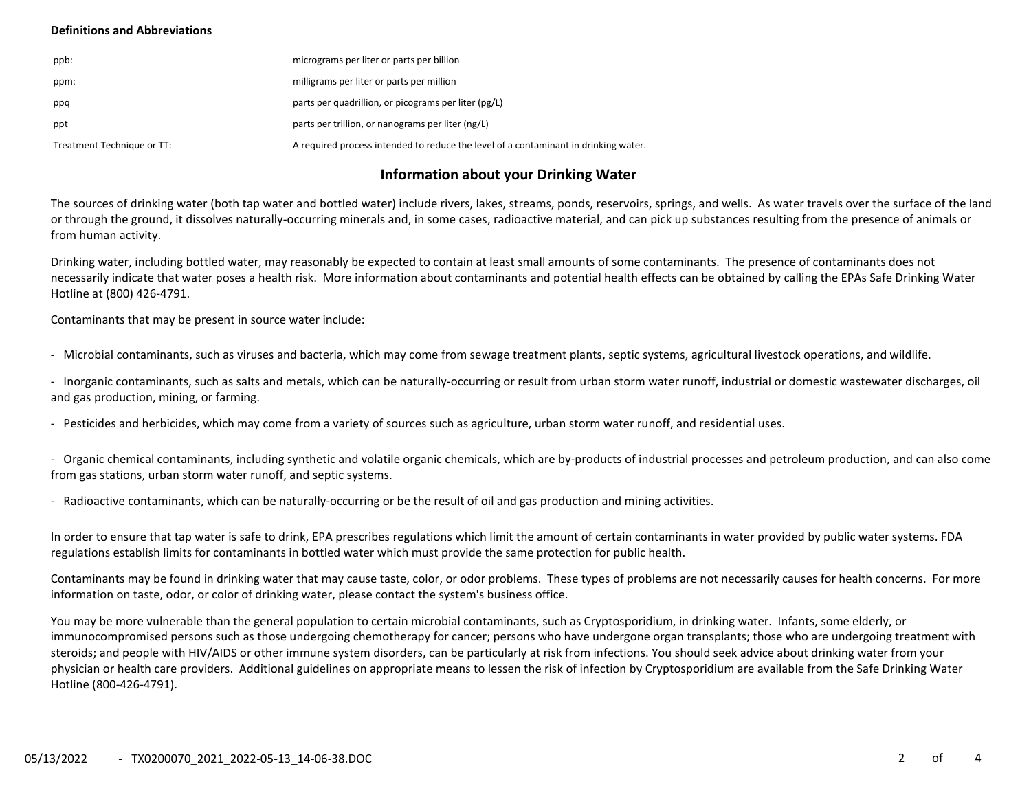**Definitions and Abbreviations**

| | |
|---|---|
| ppb: | micrograms per liter or parts per billion |
| ppm: | milligrams per liter or parts per million |
| ppq | parts per quadrillion, or picograms per liter (pg/L) |
| ppt | parts per trillion, or nanograms per liter (ng/L) |
| Treatment Technique or TT: | A required process intended to reduce the level of a contaminant in drinking water. |

## Information about your Drinking Water

The sources of drinking water (both tap water and bottled water) include rivers, lakes, streams, ponds, reservoirs, springs, and wells. As water travels over the surface of the land or through the ground, it dissolves naturally-occurring minerals and, in some cases, radioactive material, and can pick up substances resulting from the presence of animals or from human activity.

Drinking water, including bottled water, may reasonably be expected to contain at least small amounts of some contaminants. The presence of contaminants does not necessarily indicate that water poses a health risk. More information about contaminants and potential health effects can be obtained by calling the EPAs Safe Drinking Water Hotline at (800) 426-4791.

Contaminants that may be present in source water include:

- Microbial contaminants, such as viruses and bacteria, which may come from sewage treatment plants, septic systems, agricultural livestock operations, and wildlife.
- Inorganic contaminants, such as salts and metals, which can be naturally-occurring or result from urban storm water runoff, industrial or domestic wastewater discharges, oil and gas production, mining, or farming.
- Pesticides and herbicides, which may come from a variety of sources such as agriculture, urban storm water runoff, and residential uses.
- Organic chemical contaminants, including synthetic and volatile organic chemicals, which are by-products of industrial processes and petroleum production, and can also come from gas stations, urban storm water runoff, and septic systems.
- Radioactive contaminants, which can be naturally-occurring or be the result of oil and gas production and mining activities.

In order to ensure that tap water is safe to drink, EPA prescribes regulations which limit the amount of certain contaminants in water provided by public water systems. FDA regulations establish limits for contaminants in bottled water which must provide the same protection for public health.

Contaminants may be found in drinking water that may cause taste, color, or odor problems. These types of problems are not necessarily causes for health concerns. For more information on taste, odor, or color of drinking water, please contact the system's business office.

You may be more vulnerable than the general population to certain microbial contaminants, such as Cryptosporidium, in drinking water. Infants, some elderly, or immunocompromised persons such as those undergoing chemotherapy for cancer; persons who have undergone organ transplants; those who are undergoing treatment with steroids; and people with HIV/AIDS or other immune system disorders, can be particularly at risk from infections. You should seek advice about drinking water from your physician or health care providers. Additional guidelines on appropriate means to lessen the risk of infection by Cryptosporidium are available from the Safe Drinking Water Hotline (800-426-4791).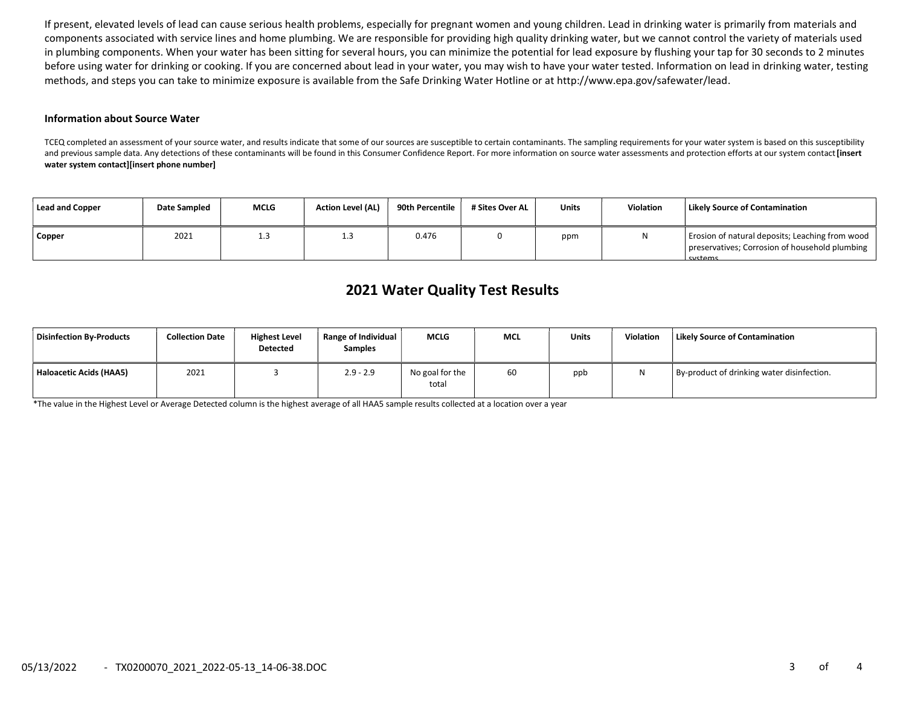If present, elevated levels of lead can cause serious health problems, especially for pregnant women and young children. Lead in drinking water is primarily from materials and components associated with service lines and home plumbing. We are responsible for providing high quality drinking water, but we cannot control the variety of materials used in plumbing components. When your water has been sitting for several hours, you can minimize the potential for lead exposure by flushing your tap for 30 seconds to 2 minutes before using water for drinking or cooking. If you are concerned about lead in your water, you may wish to have your water tested. Information on lead in drinking water, testing methods, and steps you can take to minimize exposure is available from the Safe Drinking Water Hotline or at http://www.epa.gov/safewater/lead.

#### Information about Source Water

TCEQ completed an assessment of your source water, and results indicate that some of our sources are susceptible to certain contaminants. The sampling requirements for your water system is based on this susceptibility and previous sample data. Any detections of these contaminants will be found in this Consumer Confidence Report. For more information on source water assessments and protection efforts at our system contact **[insert water system contact][insert phone number]**

| Lead and Copper | Date Sampled | MCLG | Action Level (AL) | 90th Percentile | # Sites Over AL | Units | Violation | Likely Source of Contamination |
|---|---|---|---|---|---|---|---|---|
| **Copper** | 2021 | 1.3 | 1.3 | 0.476 | 0 | ppm | N | Erosion of natural deposits; Leaching from wood preservatives; Corrosion of household plumbing systems. |

## 2021 Water Quality Test Results

| Disinfection By-Products | Collection Date | Highest Level Detected | Range of Individual Samples | MCLG | MCL | Units | Violation | Likely Source of Contamination |
|---|---|---|---|---|---|---|---|---|
| **Haloacetic Acids (HAA5)** | 2021 | 3 | 2.9 - 2.9 | No goal for the total | 60 | ppb | N | By-product of drinking water disinfection. |

*The value in the Highest Level or Average Detected column is the highest average of all HAA5 sample results collected at a location over a year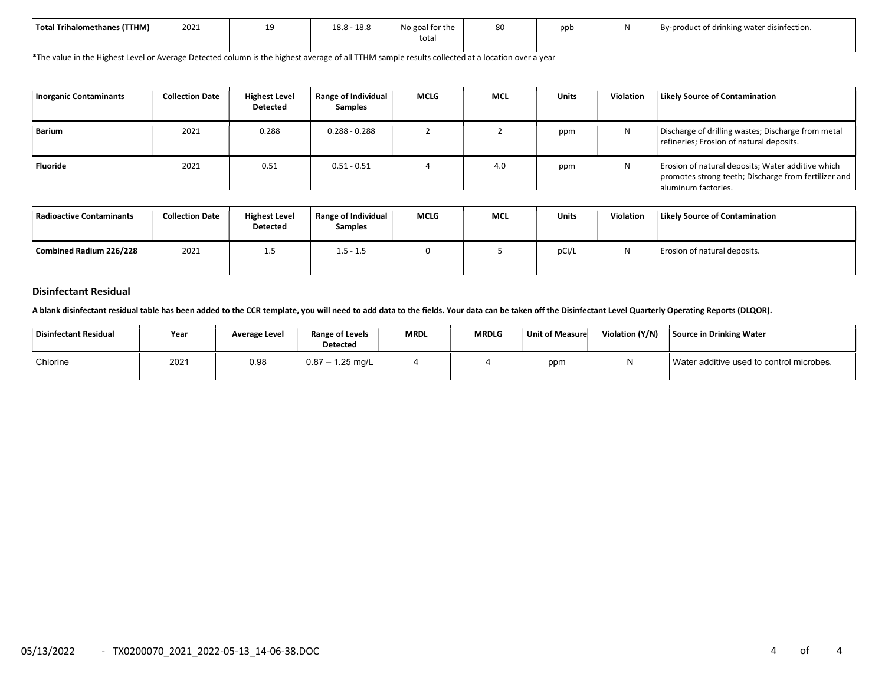| Total Trihalomethanes (TTHM) | 2021 | 19 | 18.8 - 18.8 | No goal for the total | 80 | ppb | N | By-product of drinking water disinfection. |
|---|---|---|---|---|---|---|---|---|

*The value in the Highest Level or Average Detected column is the highest average of all TTHM sample results collected at a location over a year

| Inorganic Contaminants | Collection Date | Highest Level Detected | Range of Individual Samples | MCLG | MCL | Units | Violation | Likely Source of Contamination |
|---|---|---|---|---|---|---|---|---|
| Barium | 2021 | 0.288 | 0.288 - 0.288 | 2 | 2 | ppm | N | Discharge of drilling wastes; Discharge from metal refineries; Erosion of natural deposits. |
| Fluoride | 2021 | 0.51 | 0.51 - 0.51 | 4 | 4.0 | ppm | N | Erosion of natural deposits; Water additive which promotes strong teeth; Discharge from fertilizer and aluminum factories. |

| Radioactive Contaminants | Collection Date | Highest Level Detected | Range of Individual Samples | MCLG | MCL | Units | Violation | Likely Source of Contamination |
|---|---|---|---|---|---|---|---|---|
| Combined Radium 226/228 | 2021 | 1.5 | 1.5 - 1.5 | 0 | 5 | pCi/L | N | Erosion of natural deposits. |

### Disinfectant Residual

**A blank disinfectant residual table has been added to the CCR template, you will need to add data to the fields. Your data can be taken off the Disinfectant Level Quarterly Operating Reports (DLQOR).**

| Disinfectant Residual | Year | Average Level | Range of Levels Detected | MRDL | MRDLG | Unit of Measure | Violation (Y/N) | Source in Drinking Water |
|---|---|---|---|---|---|---|---|---|
| Chlorine | 2021 | 0.98 | 0.87 – 1.25 mg/L | 4 | 4 | ppm | N | Water additive used to control microbes. |